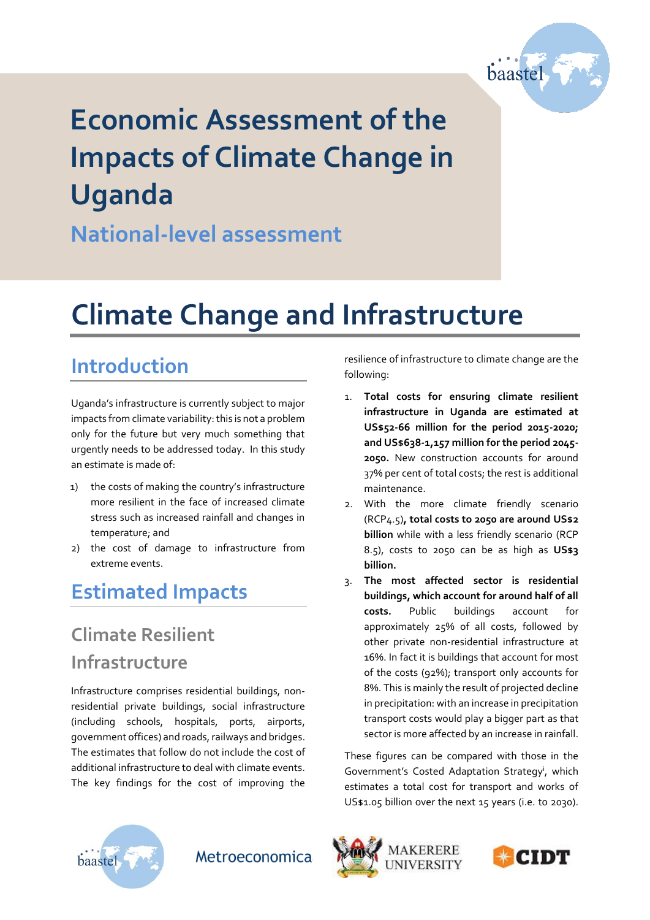# Economic Assessment of the Impacts of Climate Change in Uganda

## National-level assessment

# Climate Change and Infrastructure

## Introduction

Uganda's infrastructure is currently subject to major impacts from climate variability: this is not a problem for the future but very much something that urgently needs to be addressed today. In this study an estimate is made of:

1) the costs of making the country's infrastructure more resilient in the face of increased climate stress such as increased rainfall and changes in temperature; and
2) the cost of damage to infrastructure from extreme events.

## Estimated Impacts

### Climate Resilient Infrastructure

Infrastructure comprises residential buildings, non-residential private buildings, social infrastructure (including schools, hospitals, ports, airports, government offices) and roads, railways and bridges. The estimates that follow do not include the cost of additional infrastructure to deal with climate events. The key findings for the cost of improving the resilience of infrastructure to climate change are the following:

1. **Total costs for ensuring climate resilient infrastructure in Uganda are estimated at US$52-66 million for the period 2015-2020; and US$638-1,157 million for the period 2045-2050.** New construction accounts for around 37% per cent of total costs; the rest is additional maintenance.
2. With the more climate friendly scenario (RCP4.5)**, total costs to 2050 are around US$2 billion** while with a less friendly scenario (RCP 8.5), costs to 2050 can be as high as **US$3 billion.**
3. **The most affected sector is residential buildings, which account for around half of all costs.** Public buildings account for approximately 25% of all costs, followed by other private non-residential infrastructure at 16%. In fact it is buildings that account for most of the costs (92%); transport only accounts for 8%. This is mainly the result of projected decline in precipitation: with an increase in precipitation transport costs would play a bigger part as that sector is more affected by an increase in rainfall.

These figures can be compared with those in the Government's Costed Adaptation Strategy[i], which estimates a total cost for transport and works of US$1.05 billion over the next 15 years (i.e. to 2030).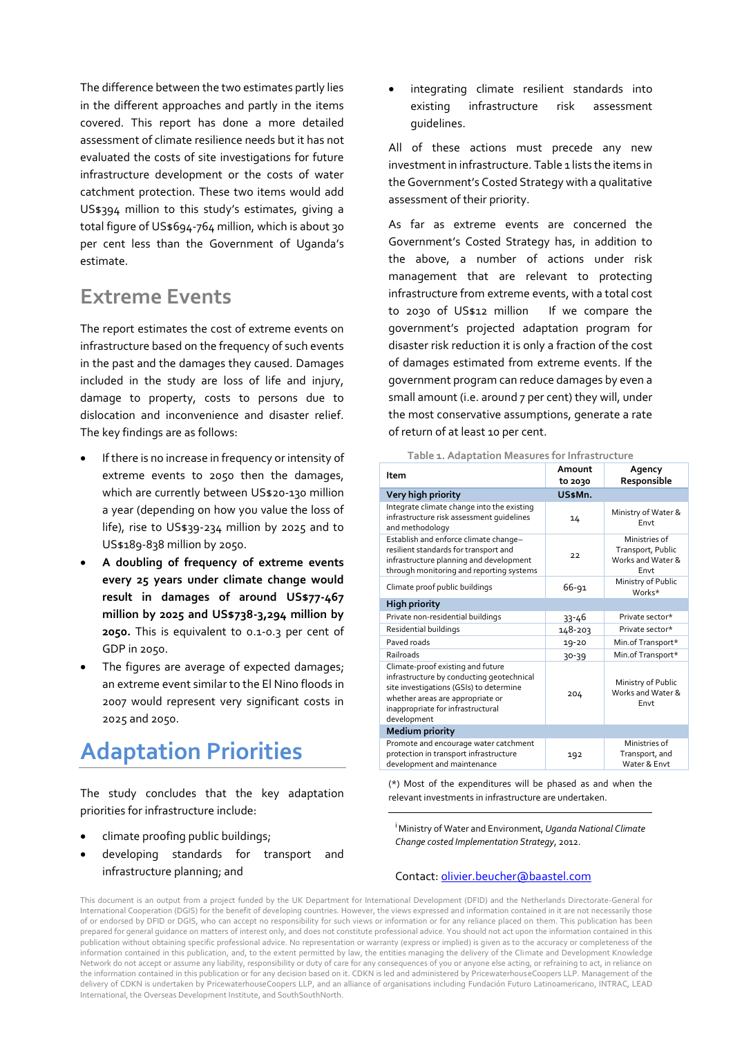The difference between the two estimates partly lies in the different approaches and partly in the items covered. This report has done a more detailed assessment of climate resilience needs but it has not evaluated the costs of site investigations for future infrastructure development or the costs of water catchment protection. These two items would add US$394 million to this study's estimates, giving a total figure of US$694-764 million, which is about 30 per cent less than the Government of Uganda's estimate.

## Extreme Events

The report estimates the cost of extreme events on infrastructure based on the frequency of such events in the past and the damages they caused. Damages included in the study are loss of life and injury, damage to property, costs to persons due to dislocation and inconvenience and disaster relief. The key findings are as follows:

- If there is no increase in frequency or intensity of extreme events to 2050 then the damages, which are currently between US$20-130 million a year (depending on how you value the loss of life), rise to US$39-234 million by 2025 and to US$189-838 million by 2050.
- **A doubling of frequency of extreme events every 25 years under climate change would result in damages of around US$77-467 million by 2025 and US$738-3,294 million by 2050.** This is equivalent to 0.1-0.3 per cent of GDP in 2050.
- The figures are average of expected damages; an extreme event similar to the El Nino floods in 2007 would represent very significant costs in 2025 and 2050.

# Adaptation Priorities

The study concludes that the key adaptation priorities for infrastructure include:

- climate proofing public buildings;
- developing standards for transport and infrastructure planning; and
- integrating climate resilient standards into existing infrastructure risk assessment guidelines.

All of these actions must precede any new investment in infrastructure. Table 1 lists the items in the Government's Costed Strategy with a qualitative assessment of their priority.

As far as extreme events are concerned the Government's Costed Strategy has, in addition to the above, a number of actions under risk management that are relevant to protecting infrastructure from extreme events, with a total cost to 2030 of US$12 million If we compare the government's projected adaptation program for disaster risk reduction it is only a fraction of the cost of damages estimated from extreme events. If the government program can reduce damages by even a small amount (i.e. around 7 per cent) they will, under the most conservative assumptions, generate a rate of return of at least 10 per cent.

Table 1. Adaptation Measures for Infrastructure

| Item | Amount to 2030 | Agency Responsible |
|---|---|---|
| **Very high priority** | **US$Mn.** | |
| Integrate climate change into the existing infrastructure risk assessment guidelines and methodology | 14 | Ministry of Water & Envt |
| Establish and enforce climate change–resilient standards for transport and infrastructure planning and development through monitoring and reporting systems | 22 | Ministries of Transport, Public Works and Water & Envt |
| Climate proof public buildings | 66-91 | Ministry of Public Works* |
| **High priority** | | |
| Private non-residential buildings | 33-46 | Private sector* |
| Residential buildings | 148-203 | Private sector* |
| Paved roads | 19-20 | Min.of Transport* |
| Railroads | 30-39 | Min.of Transport* |
| Climate-proof existing and future infrastructure by conducting geotechnical site investigations (GSIs) to determine whether areas are appropriate or inappropriate for infrastructural development | 204 | Ministry of Public Works and Water & Envt |
| **Medium priority** | | |
| Promote and encourage water catchment protection in transport infrastructure development and maintenance | 192 | Ministries of Transport, and Water & Envt |

(*) Most of the expenditures will be phased as and when the relevant investments in infrastructure are undertaken.

[i] Ministry of Water and Environment, *Uganda National Climate Change costed Implementation Strategy*, 2012.

Contact: olivier.beucher@baastel.com

This document is an output from a project funded by the UK Department for International Development (DFID) and the Netherlands Directorate-General for International Cooperation (DGIS) for the benefit of developing countries. However, the views expressed and information contained in it are not necessarily those of or endorsed by DFID or DGIS, who can accept no responsibility for such views or information or for any reliance placed on them. This publication has been prepared for general guidance on matters of interest only, and does not constitute professional advice. You should not act upon the information contained in this publication without obtaining specific professional advice. No representation or warranty (express or implied) is given as to the accuracy or completeness of the information contained in this publication, and, to the extent permitted by law, the entities managing the delivery of the Climate and Development Knowledge Network do not accept or assume any liability, responsibility or duty of care for any consequences of you or anyone else acting, or refraining to act, in reliance on the information contained in this publication or for any decision based on it. CDKN is led and administered by PricewaterhouseCoopers LLP. Management of the delivery of CDKN is undertaken by PricewaterhouseCoopers LLP, and an alliance of organisations including Fundación Futuro Latinoamericano, INTRAC, LEAD International, the Overseas Development Institute, and SouthSouthNorth.